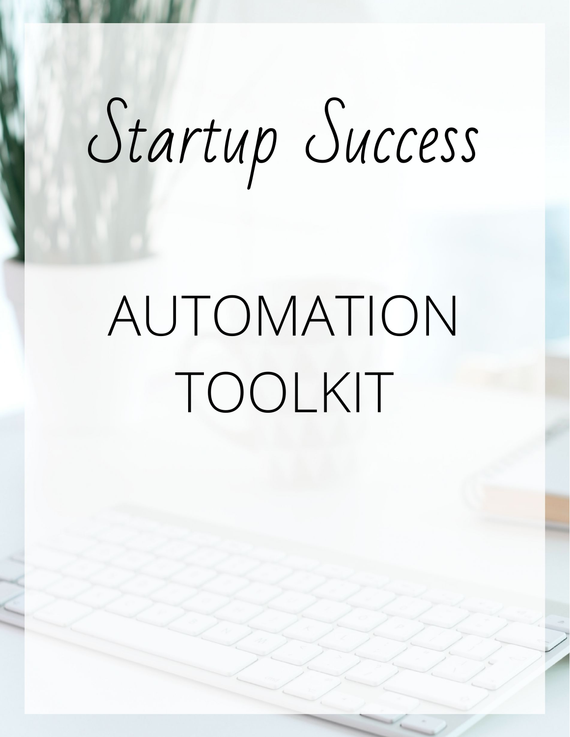# Startup Success

## AUTOMATION TOOLKIT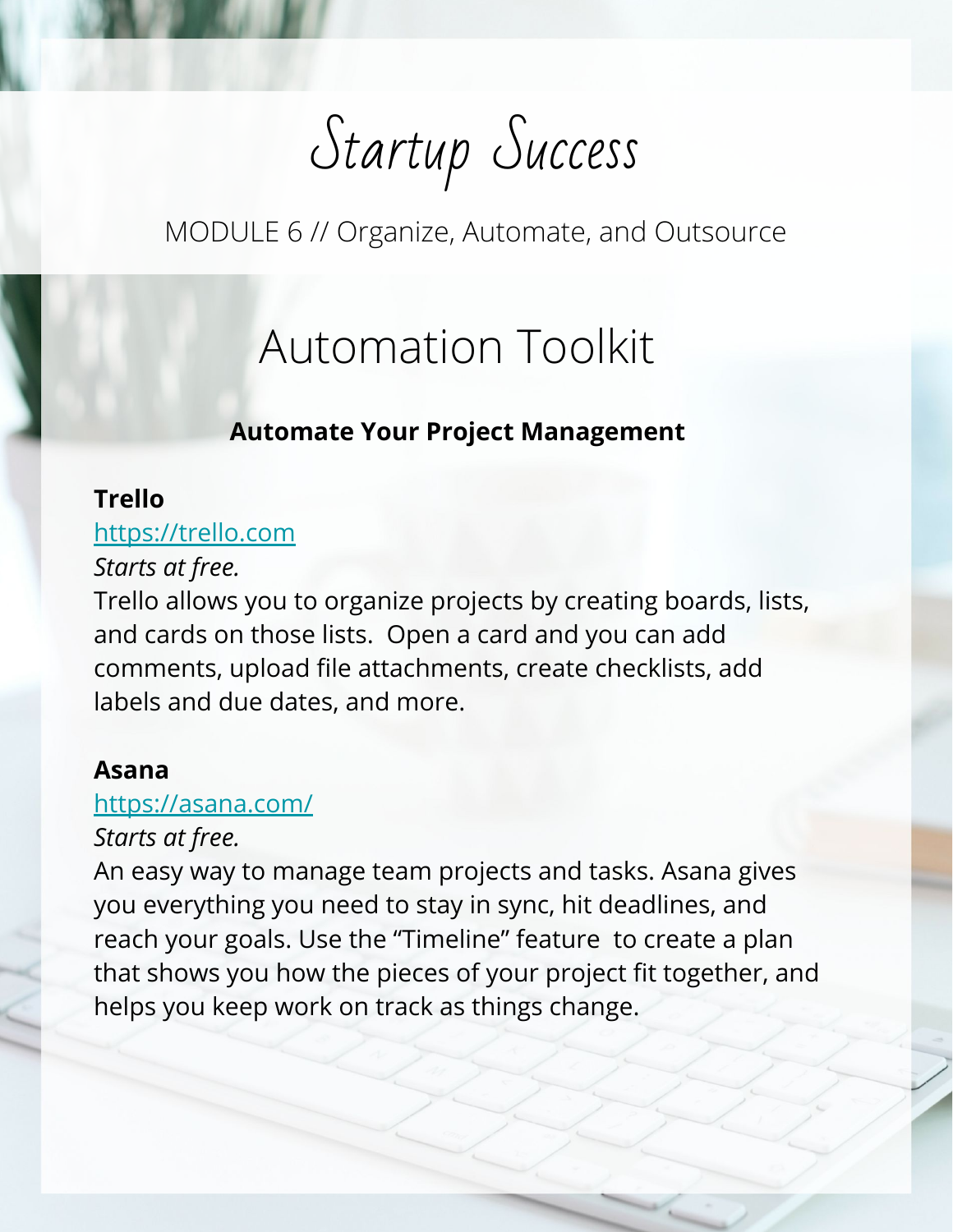# Startup Success

MODULE 6 // Organize, Automate, and Outsource

## Automation Toolkit

### Automate Your Project Management

**Trello**

https://trello.com

*Starts at free.*

Trello allows you to organize projects by creating boards, lists, and cards on those lists. Open a card and you can add comments, upload file attachments, create checklists, add labels and due dates, and more.

**Asana**

https://asana.com/

*Starts at free.*

An easy way to manage team projects and tasks. Asana gives you everything you need to stay in sync, hit deadlines, and reach your goals. Use the "Timeline" feature to create a plan that shows you how the pieces of your project fit together, and helps you keep work on track as things change.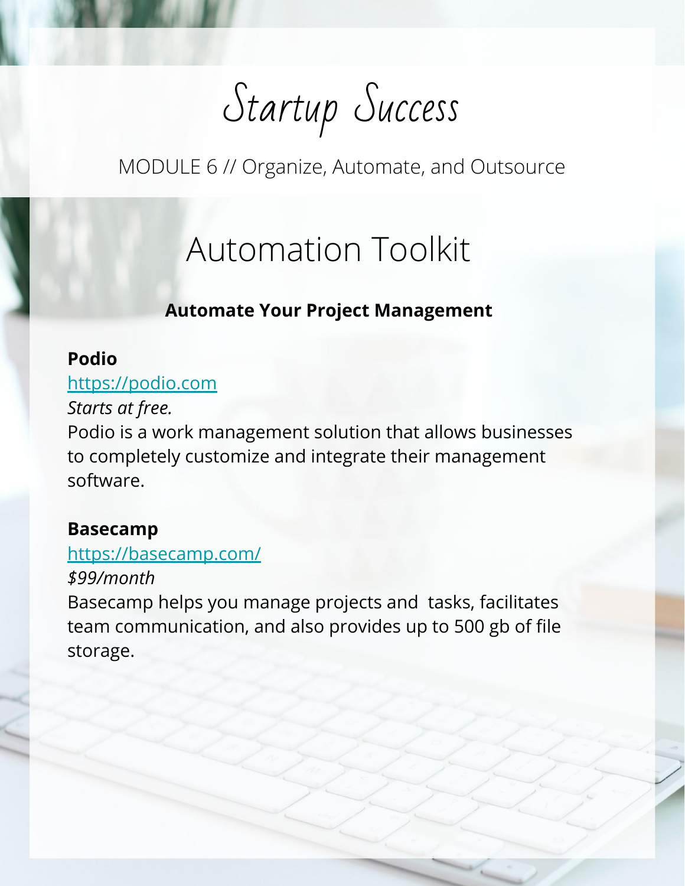# Startup Success

MODULE 6 // Organize, Automate, and Outsource

## Automation Toolkit

### Automate Your Project Management

**Podio**

https://podio.com

*Starts at free.*

Podio is a work management solution that allows businesses to completely customize and integrate their management software.

**Basecamp**

https://basecamp.com/

*$99/month*

Basecamp helps you manage projects and tasks, facilitates team communication, and also provides up to 500 gb of file storage.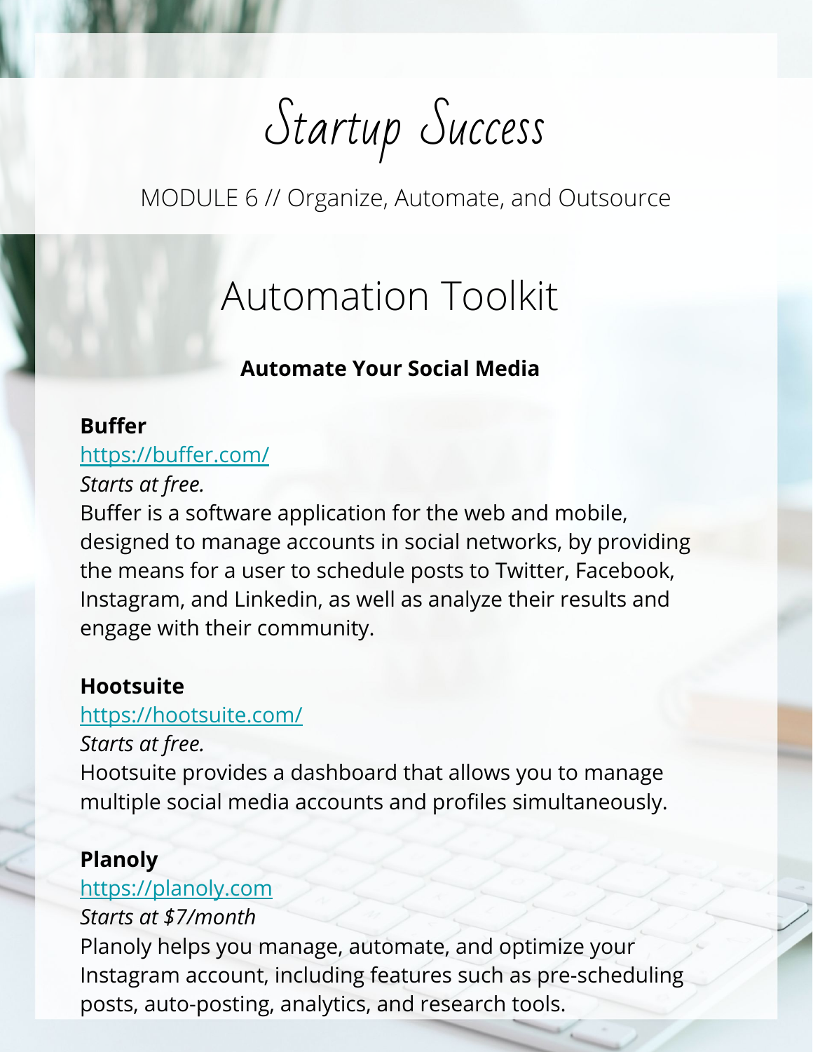# Startup Success

MODULE 6 // Organize, Automate, and Outsource

## Automation Toolkit

### Automate Your Social Media

**Buffer**
https://buffer.com/
*Starts at free.*
Buffer is a software application for the web and mobile, designed to manage accounts in social networks, by providing the means for a user to schedule posts to Twitter, Facebook, Instagram, and Linkedin, as well as analyze their results and engage with their community.

**Hootsuite**
https://hootsuite.com/
*Starts at free.*
Hootsuite provides a dashboard that allows you to manage multiple social media accounts and profiles simultaneously.

**Planoly**
https://planoly.com
*Starts at $7/month*
Planoly helps you manage, automate, and optimize your Instagram account, including features such as pre-scheduling posts, auto-posting, analytics, and research tools.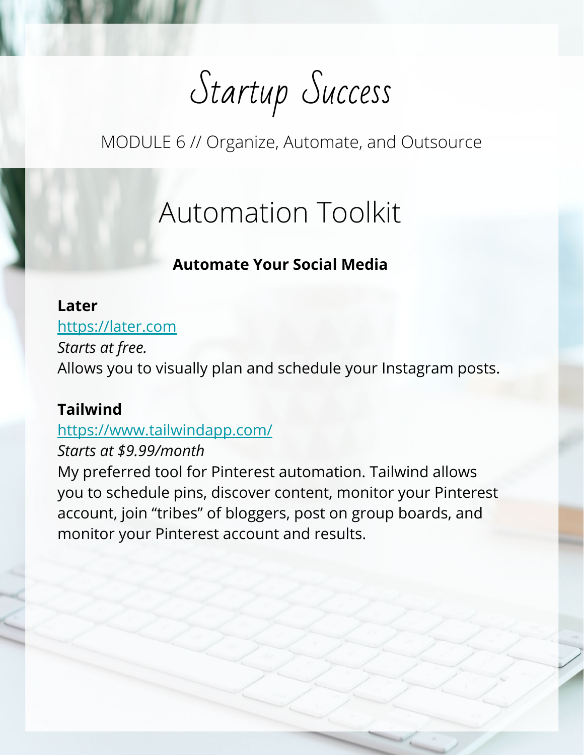# Startup Success

MODULE 6 // Organize, Automate, and Outsource

## Automation Toolkit

### Automate Your Social Media

**Later**
https://later.com
*Starts at free.*
Allows you to visually plan and schedule your Instagram posts.

**Tailwind**
https://www.tailwindapp.com/
*Starts at $9.99/month*
My preferred tool for Pinterest automation. Tailwind allows you to schedule pins, discover content, monitor your Pinterest account, join "tribes" of bloggers, post on group boards, and monitor your Pinterest account and results.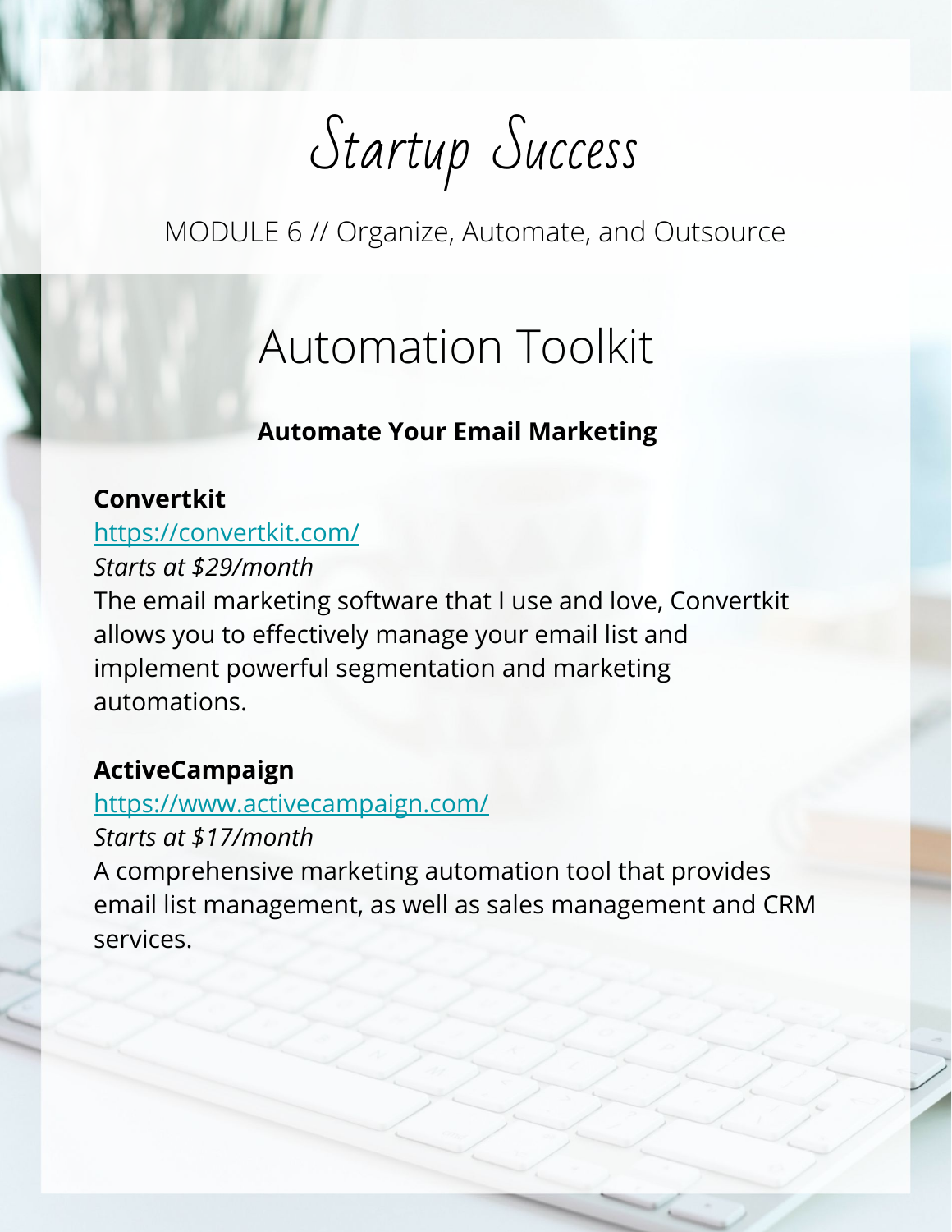# Startup Success

MODULE 6 // Organize, Automate, and Outsource

## Automation Toolkit

### Automate Your Email Marketing

**Convertkit**
https://convertkit.com/
*Starts at $29/month*
The email marketing software that I use and love, Convertkit allows you to effectively manage your email list and implement powerful segmentation and marketing automations.

**ActiveCampaign**
https://www.activecampaign.com/
*Starts at $17/month*
A comprehensive marketing automation tool that provides email list management, as well as sales management and CRM services.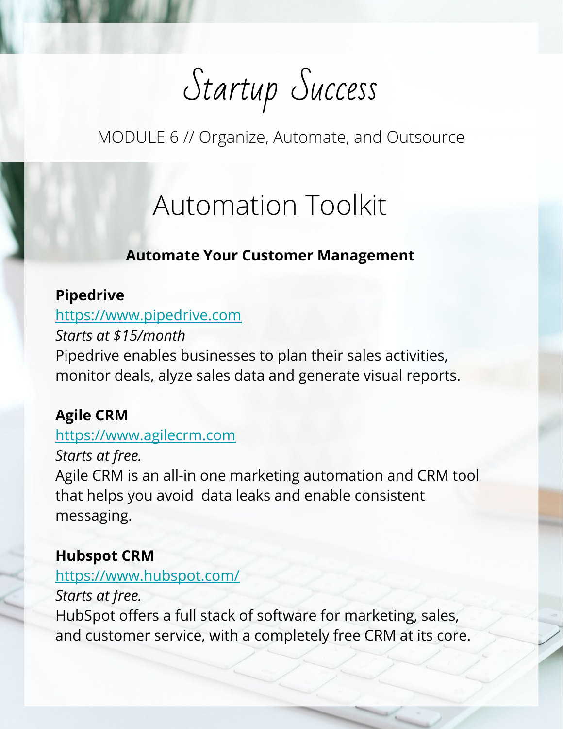# Startup Success

MODULE 6 // Organize, Automate, and Outsource

## Automation Toolkit

### Automate Your Customer Management

**Pipedrive**
[https://www.pipedrive.com](https://www.pipedrive.com)
*Starts at $15/month*
Pipedrive enables businesses to plan their sales activities, monitor deals, alyze sales data and generate visual reports.

**Agile CRM**
[https://www.agilecrm.com](https://www.agilecrm.com)
*Starts at free.*
Agile CRM is an all-in one marketing automation and CRM tool that helps you avoid  data leaks and enable consistent messaging.

**Hubspot CRM**
[https://www.hubspot.com/](https://www.hubspot.com/)
*Starts at free.*
HubSpot offers a full stack of software for marketing, sales, and customer service, with a completely free CRM at its core.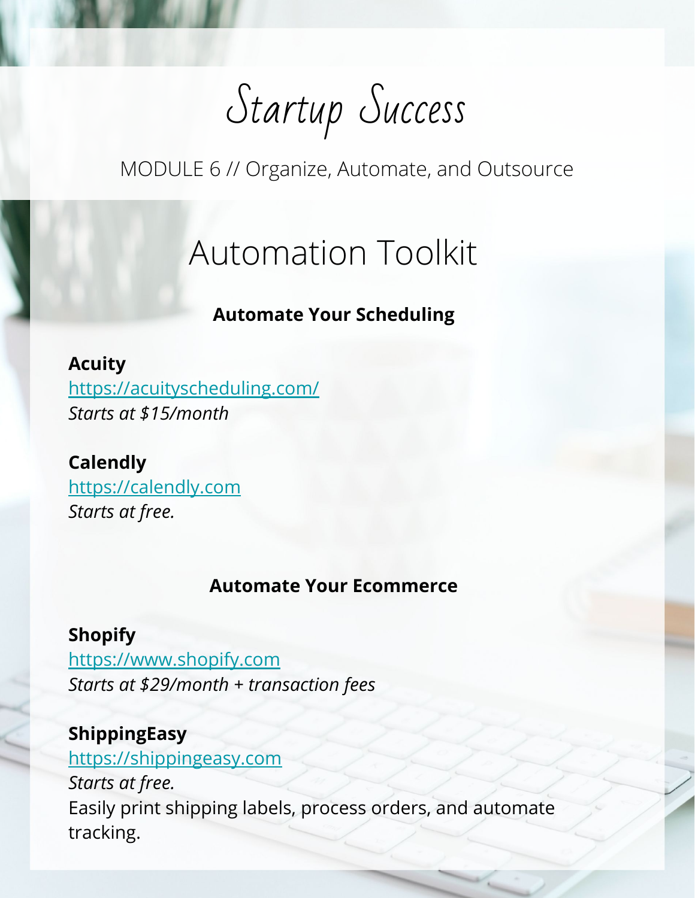# Startup Success

MODULE 6 // Organize, Automate, and Outsource

## Automation Toolkit

### Automate Your Scheduling

**Acuity**
[https://acuityscheduling.com/](https://acuityscheduling.com/)
*Starts at $15/month*

**Calendly**
[https://calendly.com](https://calendly.com)
*Starts at free.*

### Automate Your Ecommerce

**Shopify**
[https://www.shopify.com](https://www.shopify.com)
*Starts at $29/month + transaction fees*

**ShippingEasy**
[https://shippingeasy.com](https://shippingeasy.com)
*Starts at free.*
Easily print shipping labels, process orders, and automate tracking.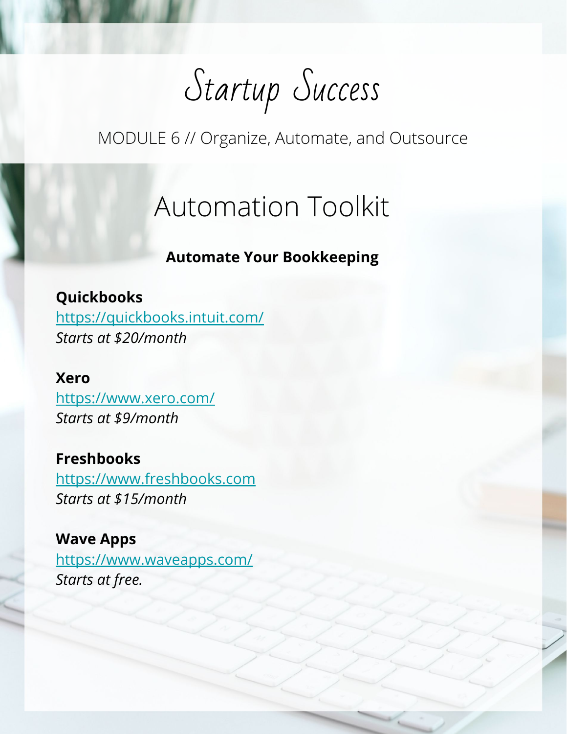# Startup Success

MODULE 6 // Organize, Automate, and Outsource

## Automation Toolkit

### Automate Your Bookkeeping

**Quickbooks**
[https://quickbooks.intuit.com/](https://quickbooks.intuit.com/)
*Starts at $20/month*

**Xero**
[https://www.xero.com/](https://www.xero.com/)
*Starts at $9/month*

**Freshbooks**
[https://www.freshbooks.com](https://www.freshbooks.com)
*Starts at $15/month*

**Wave Apps**
[https://www.waveapps.com/](https://www.waveapps.com/)
*Starts at free.*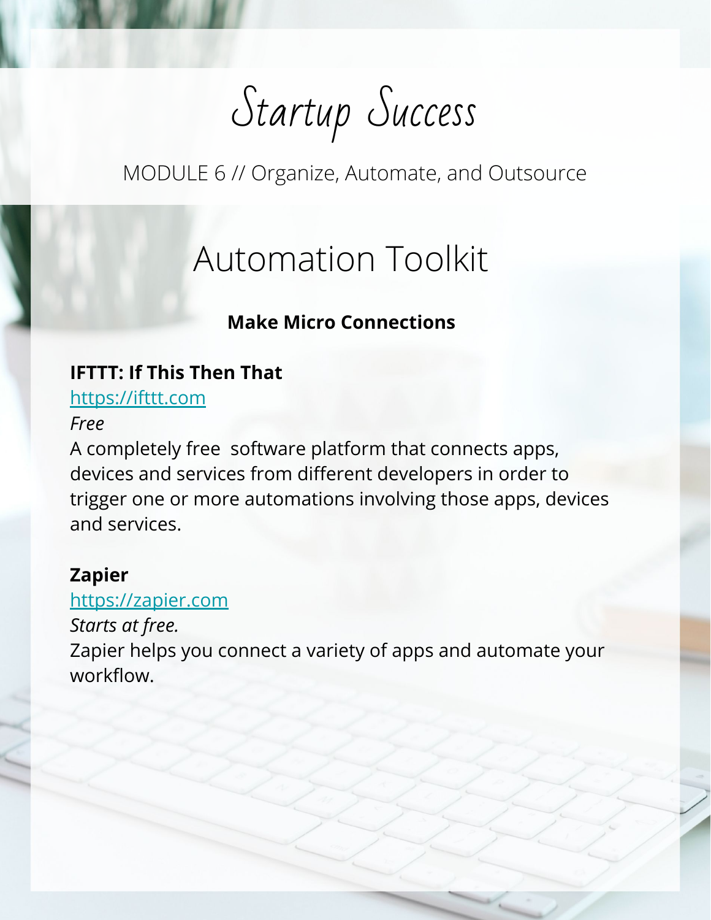# Startup Success

MODULE 6 // Organize, Automate, and Outsource

## Automation Toolkit

**Make Micro Connections**

**IFTTT: If This Then That**

[https://ifttt.com](https://ifttt.com)

*Free*

A completely free  software platform that connects apps, devices and services from different developers in order to trigger one or more automations involving those apps, devices and services.

**Zapier**

[https://zapier.com](https://zapier.com)

*Starts at free.*

Zapier helps you connect a variety of apps and automate your workflow.